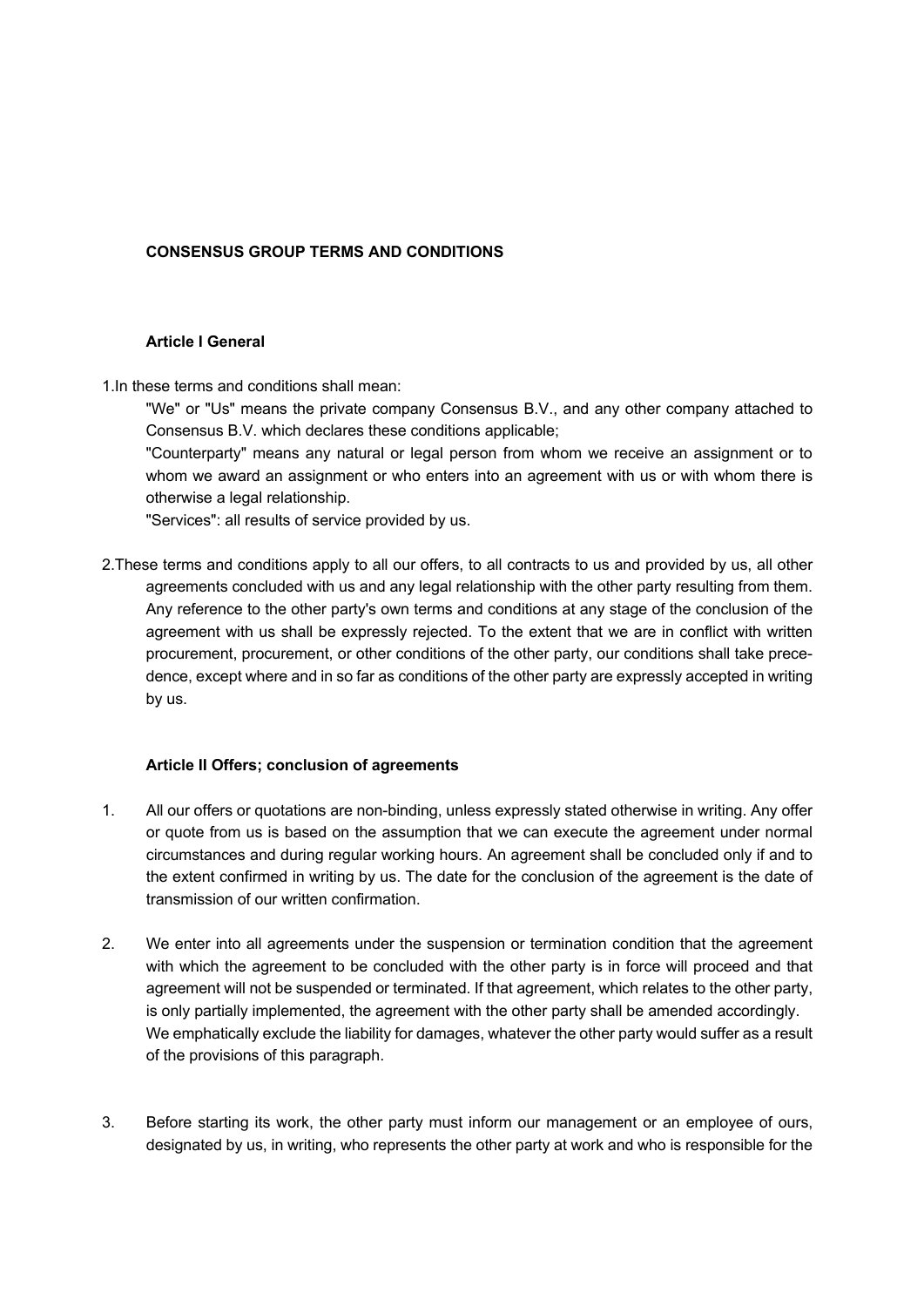**CONSENSUS GROUP TERMS AND CONDITIONS**

**Article I General**

1.In these terms and conditions shall mean:

"We" or "Us" means the private company Consensus B.V., and any other company attached to Consensus B.V. which declares these conditions applicable;

"Counterparty" means any natural or legal person from whom we receive an assignment or to whom we award an assignment or who enters into an agreement with us or with whom there is otherwise a legal relationship.

"Services": all results of service provided by us.

2.These terms and conditions apply to all our offers, to all contracts to us and provided by us, all other agreements concluded with us and any legal relationship with the other party resulting from them. Any reference to the other party's own terms and conditions at any stage of the conclusion of the agreement with us shall be expressly rejected. To the extent that we are in conflict with written procurement, procurement, or other conditions of the other party, our conditions shall take precedence, except where and in so far as conditions of the other party are expressly accepted in writing by us.

**Article II Offers; conclusion of agreements**

1. All our offers or quotations are non-binding, unless expressly stated otherwise in writing. Any offer or quote from us is based on the assumption that we can execute the agreement under normal circumstances and during regular working hours. An agreement shall be concluded only if and to the extent confirmed in writing by us. The date for the conclusion of the agreement is the date of transmission of our written confirmation.

2. We enter into all agreements under the suspension or termination condition that the agreement with which the agreement to be concluded with the other party is in force will proceed and that agreement will not be suspended or terminated. If that agreement, which relates to the other party, is only partially implemented, the agreement with the other party shall be amended accordingly. We emphatically exclude the liability for damages, whatever the other party would suffer as a result of the provisions of this paragraph.

3. Before starting its work, the other party must inform our management or an employee of ours, designated by us, in writing, who represents the other party at work and who is responsible for the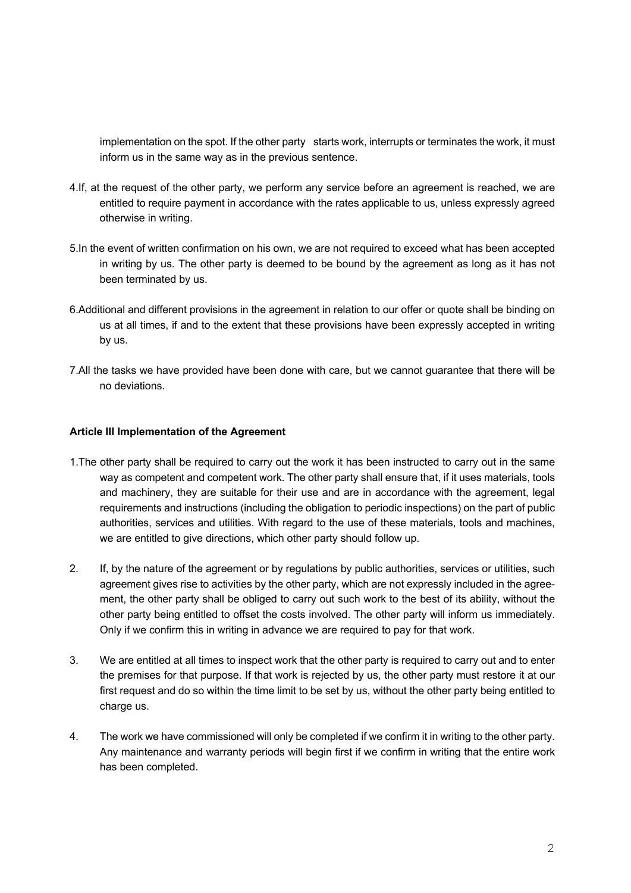implementation on the spot. If the other party starts work, interrupts or terminates the work, it must inform us in the same way as in the previous sentence.

4.If, at the request of the other party, we perform any service before an agreement is reached, we are entitled to require payment in accordance with the rates applicable to us, unless expressly agreed otherwise in writing.

5.In the event of written confirmation on his own, we are not required to exceed what has been accepted in writing by us. The other party is deemed to be bound by the agreement as long as it has not been terminated by us.

6.Additional and different provisions in the agreement in relation to our offer or quote shall be binding on us at all times, if and to the extent that these provisions have been expressly accepted in writing by us.

7.All the tasks we have provided have been done with care, but we cannot guarantee that there will be no deviations.

**Article III Implementation of the Agreement**

1.The other party shall be required to carry out the work it has been instructed to carry out in the same way as competent and competent work. The other party shall ensure that, if it uses materials, tools and machinery, they are suitable for their use and are in accordance with the agreement, legal requirements and instructions (including the obligation to periodic inspections) on the part of public authorities, services and utilities. With regard to the use of these materials, tools and machines, we are entitled to give directions, which other party should follow up.

2. If, by the nature of the agreement or by regulations by public authorities, services or utilities, such agreement gives rise to activities by the other party, which are not expressly included in the agreement, the other party shall be obliged to carry out such work to the best of its ability, without the other party being entitled to offset the costs involved. The other party will inform us immediately. Only if we confirm this in writing in advance we are required to pay for that work.

3. We are entitled at all times to inspect work that the other party is required to carry out and to enter the premises for that purpose. If that work is rejected by us, the other party must restore it at our first request and do so within the time limit to be set by us, without the other party being entitled to charge us.

4. The work we have commissioned will only be completed if we confirm it in writing to the other party. Any maintenance and warranty periods will begin first if we confirm in writing that the entire work has been completed.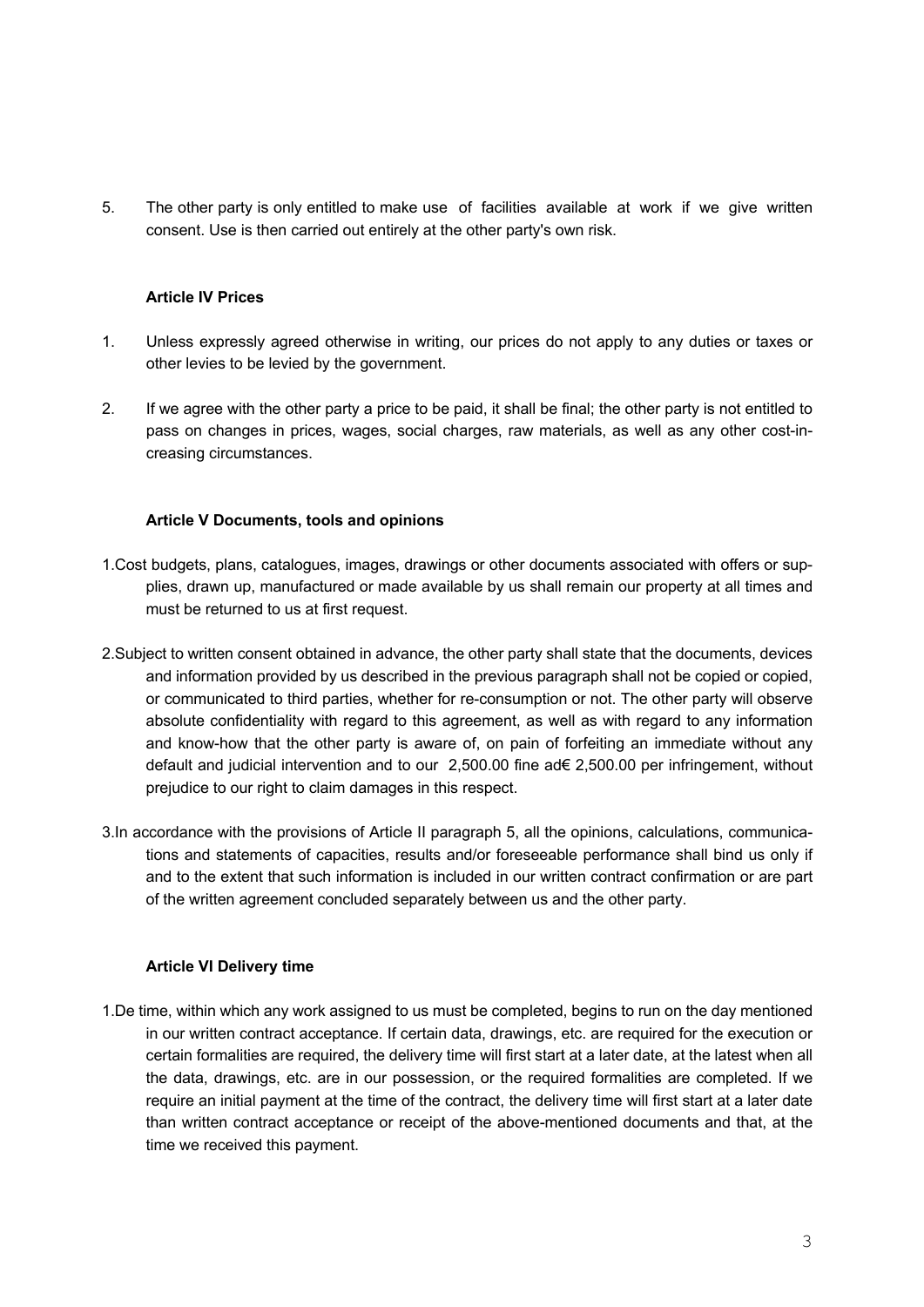5. The other party is only entitled to make use of facilities available at work if we give written consent. Use is then carried out entirely at the other party's own risk.

### Article IV Prices

1. Unless expressly agreed otherwise in writing, our prices do not apply to any duties or taxes or other levies to be levied by the government.

2. If we agree with the other party a price to be paid, it shall be final; the other party is not entitled to pass on changes in prices, wages, social charges, raw materials, as well as any other cost-increasing circumstances.

### Article V Documents, tools and opinions

1. Cost budgets, plans, catalogues, images, drawings or other documents associated with offers or supplies, drawn up, manufactured or made available by us shall remain our property at all times and must be returned to us at first request.

2. Subject to written consent obtained in advance, the other party shall state that the documents, devices and information provided by us described in the previous paragraph shall not be copied or copied, or communicated to third parties, whether for re-consumption or not. The other party will observe absolute confidentiality with regard to this agreement, as well as with regard to any information and know-how that the other party is aware of, on pain of forfeiting an immediate without any default and judicial intervention and to our 2,500.00 fine ad€ 2,500.00 per infringement, without prejudice to our right to claim damages in this respect.

3. In accordance with the provisions of Article II paragraph 5, all the opinions, calculations, communications and statements of capacities, results and/or foreseeable performance shall bind us only if and to the extent that such information is included in our written contract confirmation or are part of the written agreement concluded separately between us and the other party.

### Article VI Delivery time

1. De time, within which any work assigned to us must be completed, begins to run on the day mentioned in our written contract acceptance. If certain data, drawings, etc. are required for the execution or certain formalities are required, the delivery time will first start at a later date, at the latest when all the data, drawings, etc. are in our possession, or the required formalities are completed. If we require an initial payment at the time of the contract, the delivery time will first start at a later date than written contract acceptance or receipt of the above-mentioned documents and that, at the time we received this payment.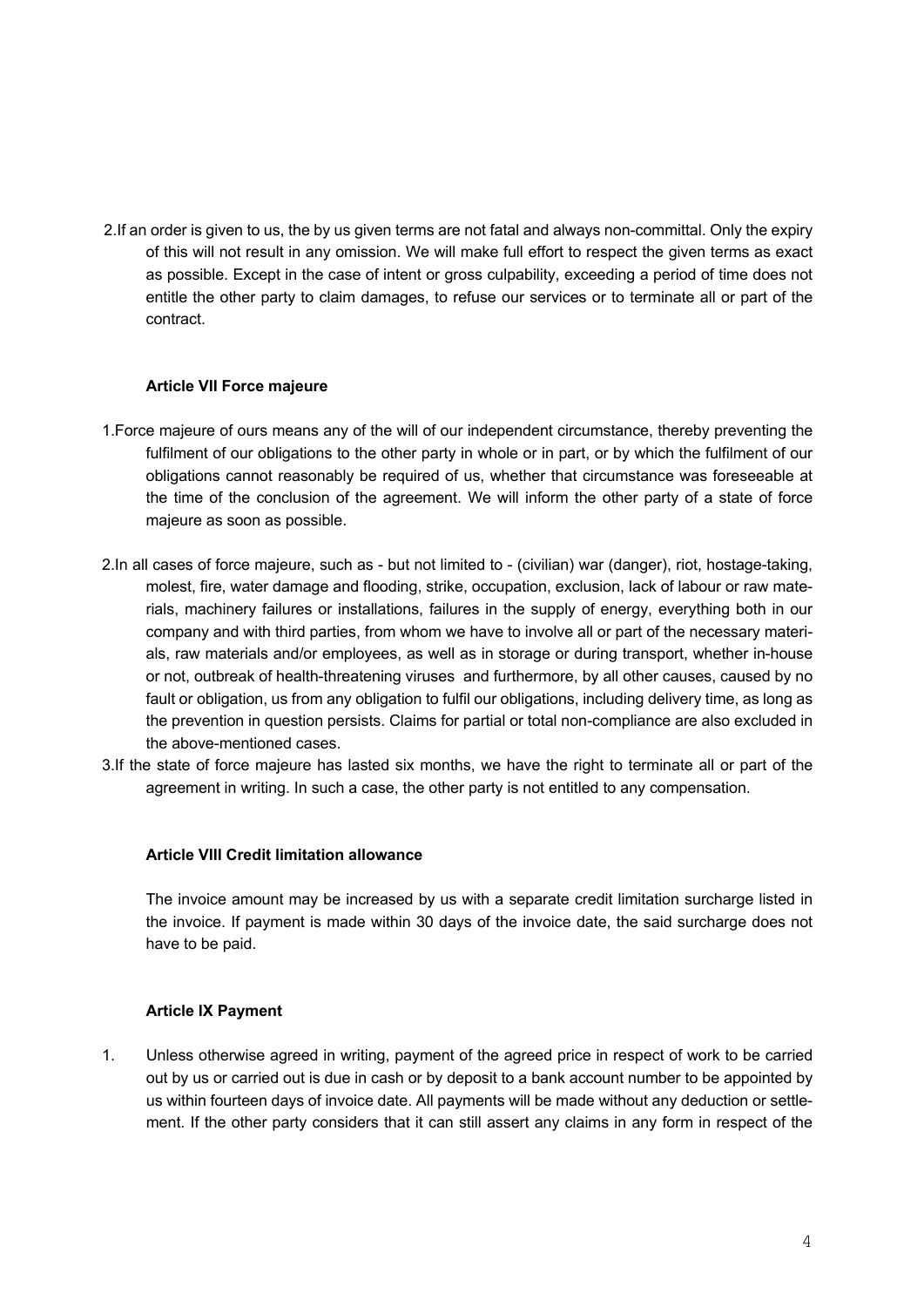2.If an order is given to us, the by us given terms are not fatal and always non-committal. Only the expiry of this will not result in any omission. We will make full effort to respect the given terms as exact as possible. Except in the case of intent or gross culpability, exceeding a period of time does not entitle the other party to claim damages, to refuse our services or to terminate all or part of the contract.

**Article VII Force majeure**

1.Force majeure of ours means any of the will of our independent circumstance, thereby preventing the fulfilment of our obligations to the other party in whole or in part, or by which the fulfilment of our obligations cannot reasonably be required of us, whether that circumstance was foreseeable at the time of the conclusion of the agreement. We will inform the other party of a state of force majeure as soon as possible.

2.In all cases of force majeure, such as - but not limited to - (civilian) war (danger), riot, hostage-taking, molest, fire, water damage and flooding, strike, occupation, exclusion, lack of labour or raw materials, machinery failures or installations, failures in the supply of energy, everything both in our company and with third parties, from whom we have to involve all or part of the necessary materials, raw materials and/or employees, as well as in storage or during transport, whether in-house or not, outbreak of health-threatening viruses and furthermore, by all other causes, caused by no fault or obligation, us from any obligation to fulfil our obligations, including delivery time, as long as the prevention in question persists. Claims for partial or total non-compliance are also excluded in the above-mentioned cases.

3.If the state of force majeure has lasted six months, we have the right to terminate all or part of the agreement in writing. In such a case, the other party is not entitled to any compensation.

**Article VIII Credit limitation allowance**

The invoice amount may be increased by us with a separate credit limitation surcharge listed in the invoice. If payment is made within 30 days of the invoice date, the said surcharge does not have to be paid.

**Article IX Payment**

1. Unless otherwise agreed in writing, payment of the agreed price in respect of work to be carried out by us or carried out is due in cash or by deposit to a bank account number to be appointed by us within fourteen days of invoice date. All payments will be made without any deduction or settlement. If the other party considers that it can still assert any claims in any form in respect of the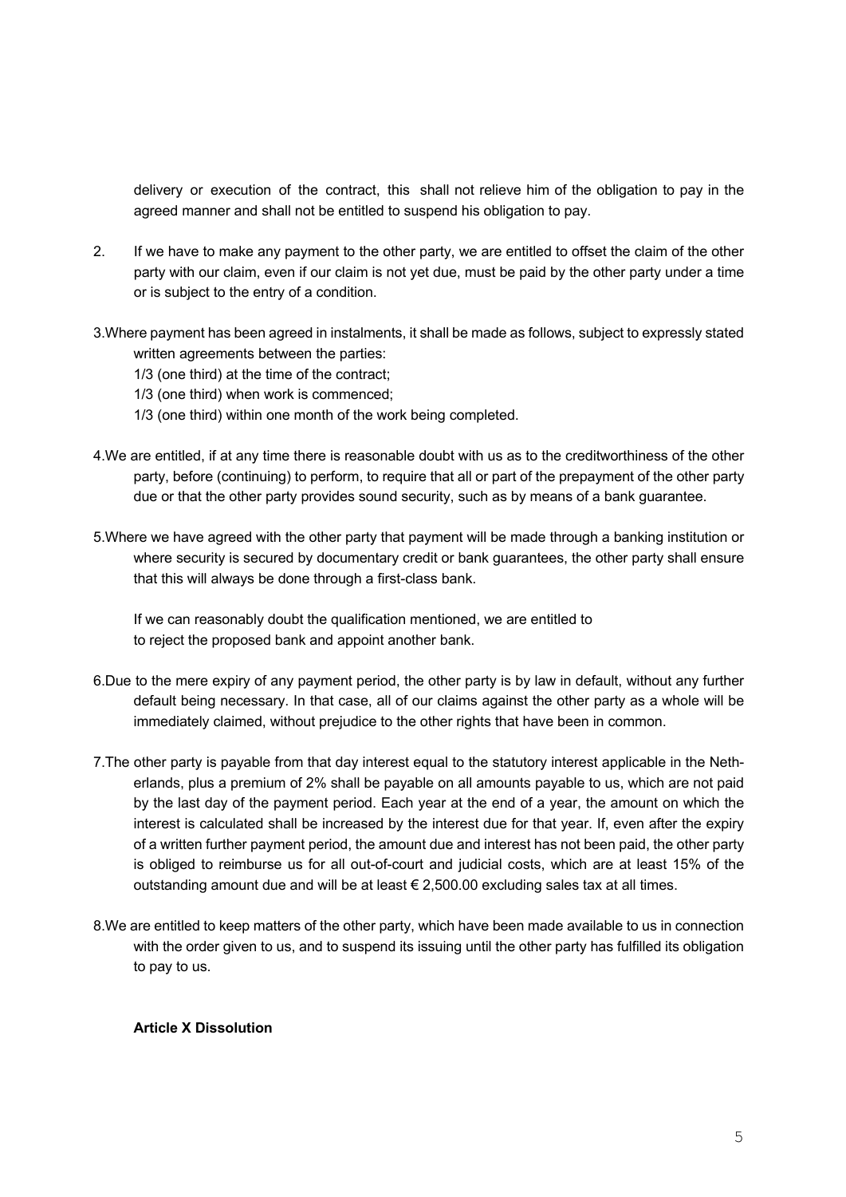delivery or execution of the contract, this shall not relieve him of the obligation to pay in the agreed manner and shall not be entitled to suspend his obligation to pay.

2. If we have to make any payment to the other party, we are entitled to offset the claim of the other party with our claim, even if our claim is not yet due, must be paid by the other party under a time or is subject to the entry of a condition.

3. Where payment has been agreed in instalments, it shall be made as follows, subject to expressly stated written agreements between the parties:
   1/3 (one third) at the time of the contract;
   1/3 (one third) when work is commenced;
   1/3 (one third) within one month of the work being completed.

4. We are entitled, if at any time there is reasonable doubt with us as to the creditworthiness of the other party, before (continuing) to perform, to require that all or part of the prepayment of the other party due or that the other party provides sound security, such as by means of a bank guarantee.

5. Where we have agreed with the other party that payment will be made through a banking institution or where security is secured by documentary credit or bank guarantees, the other party shall ensure that this will always be done through a first-class bank.

   If we can reasonably doubt the qualification mentioned, we are entitled to to reject the proposed bank and appoint another bank.

6. Due to the mere expiry of any payment period, the other party is by law in default, without any further default being necessary. In that case, all of our claims against the other party as a whole will be immediately claimed, without prejudice to the other rights that have been in common.

7. The other party is payable from that day interest equal to the statutory interest applicable in the Netherlands, plus a premium of 2% shall be payable on all amounts payable to us, which are not paid by the last day of the payment period. Each year at the end of a year, the amount on which the interest is calculated shall be increased by the interest due for that year. If, even after the expiry of a written further payment period, the amount due and interest has not been paid, the other party is obliged to reimburse us for all out-of-court and judicial costs, which are at least 15% of the outstanding amount due and will be at least € 2,500.00 excluding sales tax at all times.

8. We are entitled to keep matters of the other party, which have been made available to us in connection with the order given to us, and to suspend its issuing until the other party has fulfilled its obligation to pay to us.

**Article X Dissolution**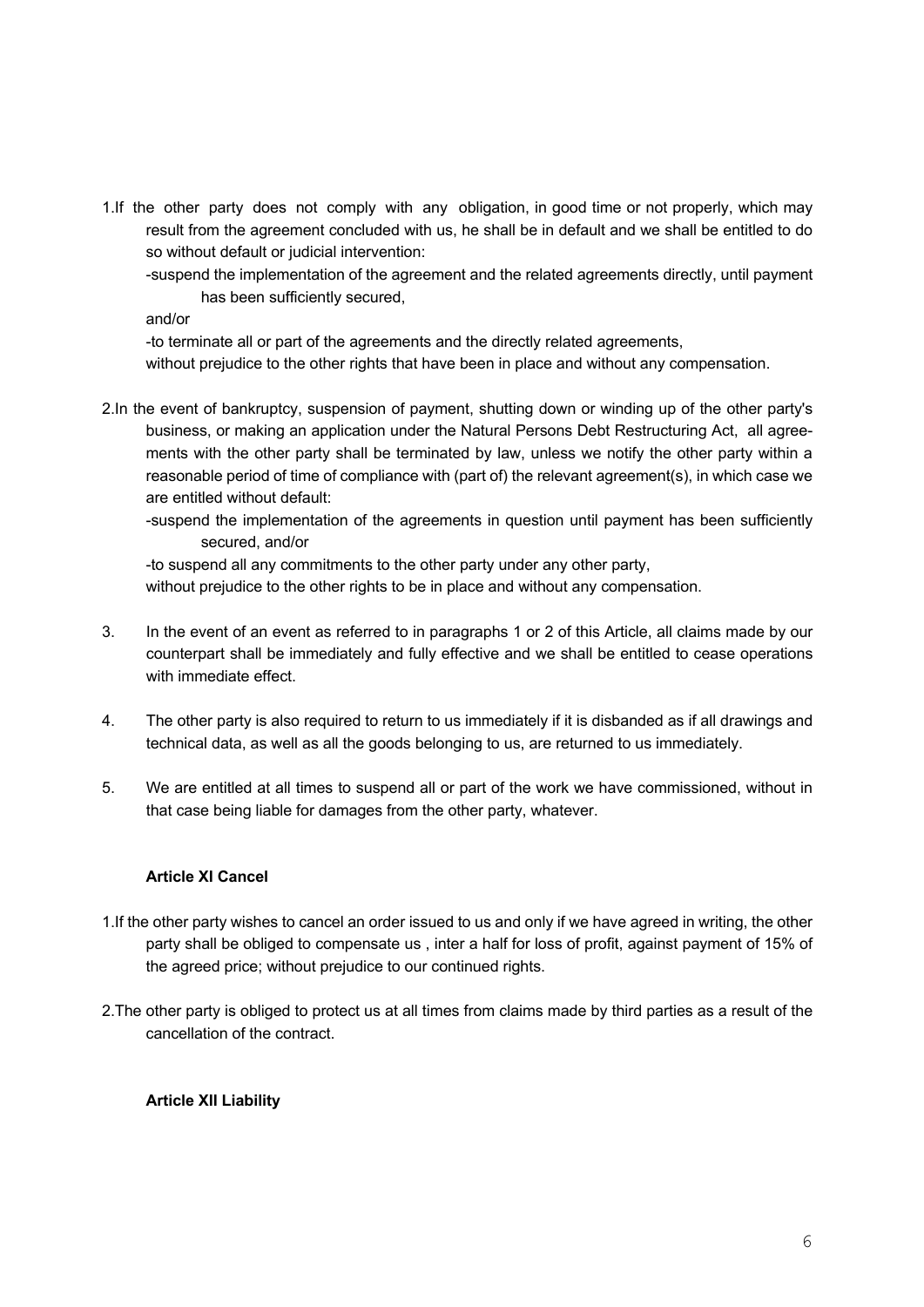1. If the other party does not comply with any obligation, in good time or not properly, which may result from the agreement concluded with us, he shall be in default and we shall be entitled to do so without default or judicial intervention:

   -suspend the implementation of the agreement and the related agreements directly, until payment has been sufficiently secured,

   and/or

   -to terminate all or part of the agreements and the directly related agreements,

   without prejudice to the other rights that have been in place and without any compensation.

2. In the event of bankruptcy, suspension of payment, shutting down or winding up of the other party's business, or making an application under the Natural Persons Debt Restructuring Act, all agreements with the other party shall be terminated by law, unless we notify the other party within a reasonable period of time of compliance with (part of) the relevant agreement(s), in which case we are entitled without default:

   -suspend the implementation of the agreements in question until payment has been sufficiently secured, and/or

   -to suspend all any commitments to the other party under any other party,

   without prejudice to the other rights to be in place and without any compensation.

3. In the event of an event as referred to in paragraphs 1 or 2 of this Article, all claims made by our counterpart shall be immediately and fully effective and we shall be entitled to cease operations with immediate effect.

4. The other party is also required to return to us immediately if it is disbanded as if all drawings and technical data, as well as all the goods belonging to us, are returned to us immediately.

5. We are entitled at all times to suspend all or part of the work we have commissioned, without in that case being liable for damages from the other party, whatever.

**Article XI Cancel**

1. If the other party wishes to cancel an order issued to us and only if we have agreed in writing, the other party shall be obliged to compensate us , inter a half for loss of profit, against payment of 15% of the agreed price; without prejudice to our continued rights.

2. The other party is obliged to protect us at all times from claims made by third parties as a result of the cancellation of the contract.

**Article XII Liability**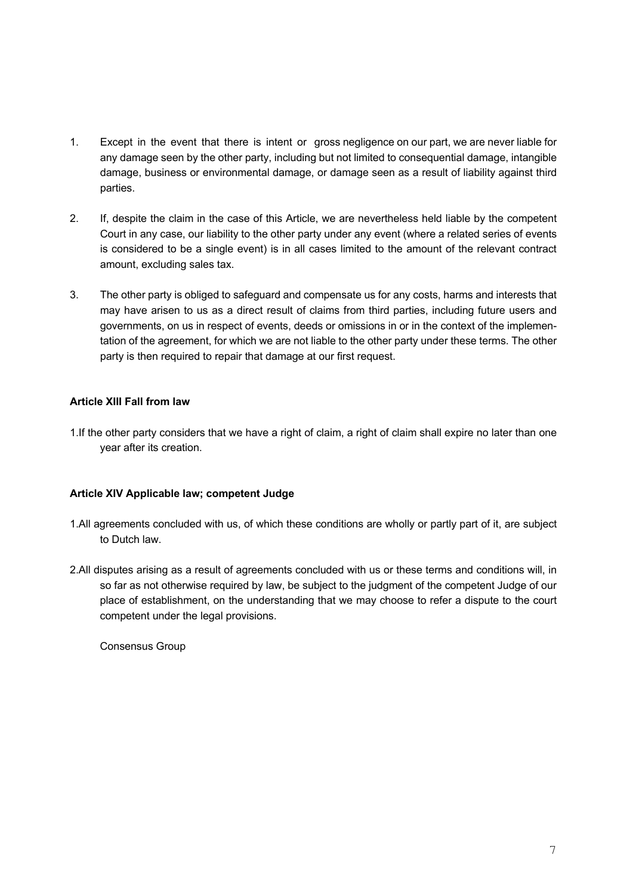1. Except in the event that there is intent or gross negligence on our part, we are never liable for any damage seen by the other party, including but not limited to consequential damage, intangible damage, business or environmental damage, or damage seen as a result of liability against third parties.

2. If, despite the claim in the case of this Article, we are nevertheless held liable by the competent Court in any case, our liability to the other party under any event (where a related series of events is considered to be a single event) is in all cases limited to the amount of the relevant contract amount, excluding sales tax.

3. The other party is obliged to safeguard and compensate us for any costs, harms and interests that may have arisen to us as a direct result of claims from third parties, including future users and governments, on us in respect of events, deeds or omissions in or in the context of the implementation of the agreement, for which we are not liable to the other party under these terms. The other party is then required to repair that damage at our first request.

**Article XIII Fall from law**

1. If the other party considers that we have a right of claim, a right of claim shall expire no later than one year after its creation.

**Article XIV Applicable law; competent Judge**

1. All agreements concluded with us, of which these conditions are wholly or partly part of it, are subject to Dutch law.

2. All disputes arising as a result of agreements concluded with us or these terms and conditions will, in so far as not otherwise required by law, be subject to the judgment of the competent Judge of our place of establishment, on the understanding that we may choose to refer a dispute to the court competent under the legal provisions.

Consensus Group